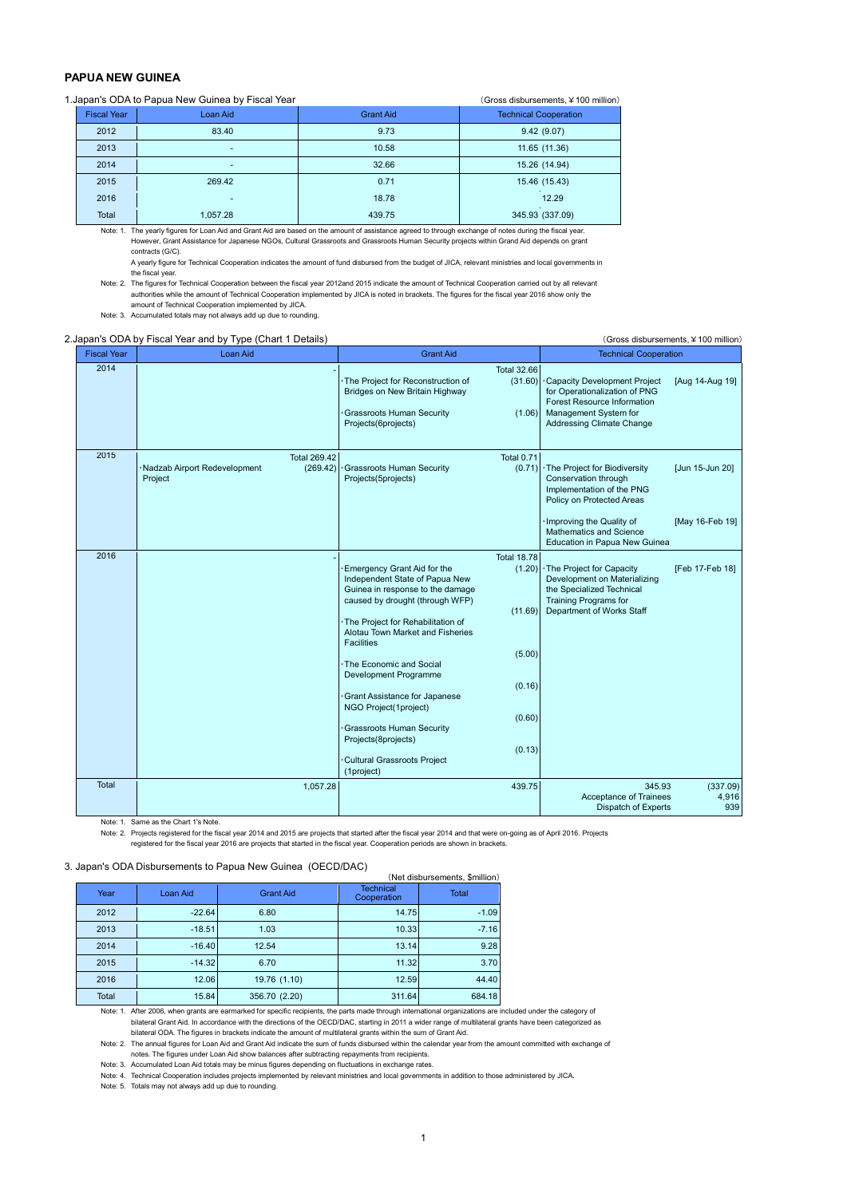## PAPUA NEW GUINEA

1.Japan's ODA to Papua New Guinea by Fiscal Year

(Gross disbursements, ¥100 million)

| Fiscal Year | Loan Aid | Grant Aid | Technical Cooperation |
|---|---|---|---|
| 2012 | 83.40 | 9.73 | 9.42 (9.07) |
| 2013 | - | 10.58 | 11.65 (11.36) |
| 2014 | - | 32.66 | 15.26 (14.94) |
| 2015 | 269.42 | 0.71 | 15.46 (15.43) |
| 2016 | - | 18.78 | 12.29 |
| Total | 1,057.28 | 439.75 | 345.93 (337.09) |

Note: 1. The yearly figures for Loan Aid and Grant Aid are based on the amount of assistance agreed to through exchange of notes during the fiscal year. However, Grant Assistance for Japanese NGOs, Cultural Grassroots and Grassroots Human Security projects within Grand Aid depends on grant contracts (G/C).
A yearly figure for Technical Cooperation indicates the amount of fund disbursed from the budget of JICA, relevant ministries and local governments in the fiscal year.

Note: 2. The figures for Technical Cooperation between the fiscal year 2012and 2015 indicate the amount of Technical Cooperation carried out by all relevant authorities while the amount of Technical Cooperation implemented by JICA is noted in brackets. The figures for the fiscal year 2016 show only the amount of Technical Cooperation implemented by JICA.

Note: 3. Accumulated totals may not always add up due to rounding.

2.Japan's ODA by Fiscal Year and by Type (Chart 1 Details)

(Gross disbursements, ¥100 million)

| Fiscal Year | Loan Aid | Grant Aid | Technical Cooperation |
|---|---|---|---|
| 2014 | - | Total 32.66<br>·The Project for Reconstruction of Bridges on New Britain Highway (31.60)<br>·Grassroots Human Security Projects(6projects) (1.06) | ·Capacity Development Project for Operationalization of PNG Forest Resource Information Management System for Addressing Climate Change [Aug 14-Aug 19] |
| 2015 | Total 269.42<br>·Nadzab Airport Redevelopment Project (269.42) | Total 0.71<br>·Grassroots Human Security Projects(5projects) (0.71) | ·The Project for Biodiversity Conservation through Implementation of the PNG Policy on Protected Areas [Jun 15-Jun 20]<br>·Improving the Quality of Mathematics and Science Education in Papua New Guinea [May 16-Feb 19] |
| 2016 | - | Total 18.78<br>·Emergency Grant Aid for the Independent State of Papua New Guinea in response to the damage caused by drought (through WFP) (1.20)<br>·The Project for Rehabilitation of Alotau Town Market and Fisheries Facilities (11.69)<br>·The Economic and Social Development Programme (5.00)<br>·Grant Assistance for Japanese NGO Project(1project) (0.16)<br>·Grassroots Human Security Projects(8projects) (0.60)<br>·Cultural Grassroots Project (1project) (0.13) | ·The Project for Capacity Development on Materializing the Specialized Technical Training Programs for Department of Works Staff [Feb 17-Feb 18] |
| Total | 1,057.28 | 439.75 | 345.93 (337.09)<br>Acceptance of Trainees 4,916<br>Dispatch of Experts 939 |

Note: 1. Same as the Chart 1's Note.

Note: 2. Projects registered for the fiscal year 2014 and 2015 are projects that started after the fiscal year 2014 and that were on-going as of April 2016. Projects registered for the fiscal year 2016 are projects that started in the fiscal year. Cooperation periods are shown in brackets.

3. Japan's ODA Disbursements to Papua New Guinea (OECD/DAC)

(Net disbursements, $million)

| Year | Loan Aid | Grant Aid | Technical Cooperation | Total |
|---|---|---|---|---|
| 2012 | -22.64 | 6.80 | 14.75 | -1.09 |
| 2013 | -18.51 | 1.03 | 10.33 | -7.16 |
| 2014 | -16.40 | 12.54 | 13.14 | 9.28 |
| 2015 | -14.32 | 6.70 | 11.32 | 3.70 |
| 2016 | 12.06 | 19.76 (1.10) | 12.59 | 44.40 |
| Total | 15.84 | 356.70 (2.20) | 311.64 | 684.18 |

Note: 1. After 2006, when grants are earmarked for specific recipients, the parts made through international organizations are included under the category of bilateral Grant Aid. In accordance with the directions of the OECD/DAC, starting in 2011 a wider range of multilateral grants have been categorized as bilateral ODA. The figures in brackets indicate the amount of multilateral grants within the sum of Grant Aid.

Note: 2. The annual figures for Loan Aid and Grant Aid indicate the sum of funds disbursed within the calendar year from the amount committed with exchange of notes. The figures under Loan Aid show balances after subtracting repayments from recipients.

Note: 3. Accumulated Loan Aid totals may be minus figures depending on fluctuations in exchange rates.

Note: 4. Technical Cooperation includes projects implemented by relevant ministries and local governments in addition to those administered by JICA.

Note: 5. Totals may not always add up due to rounding.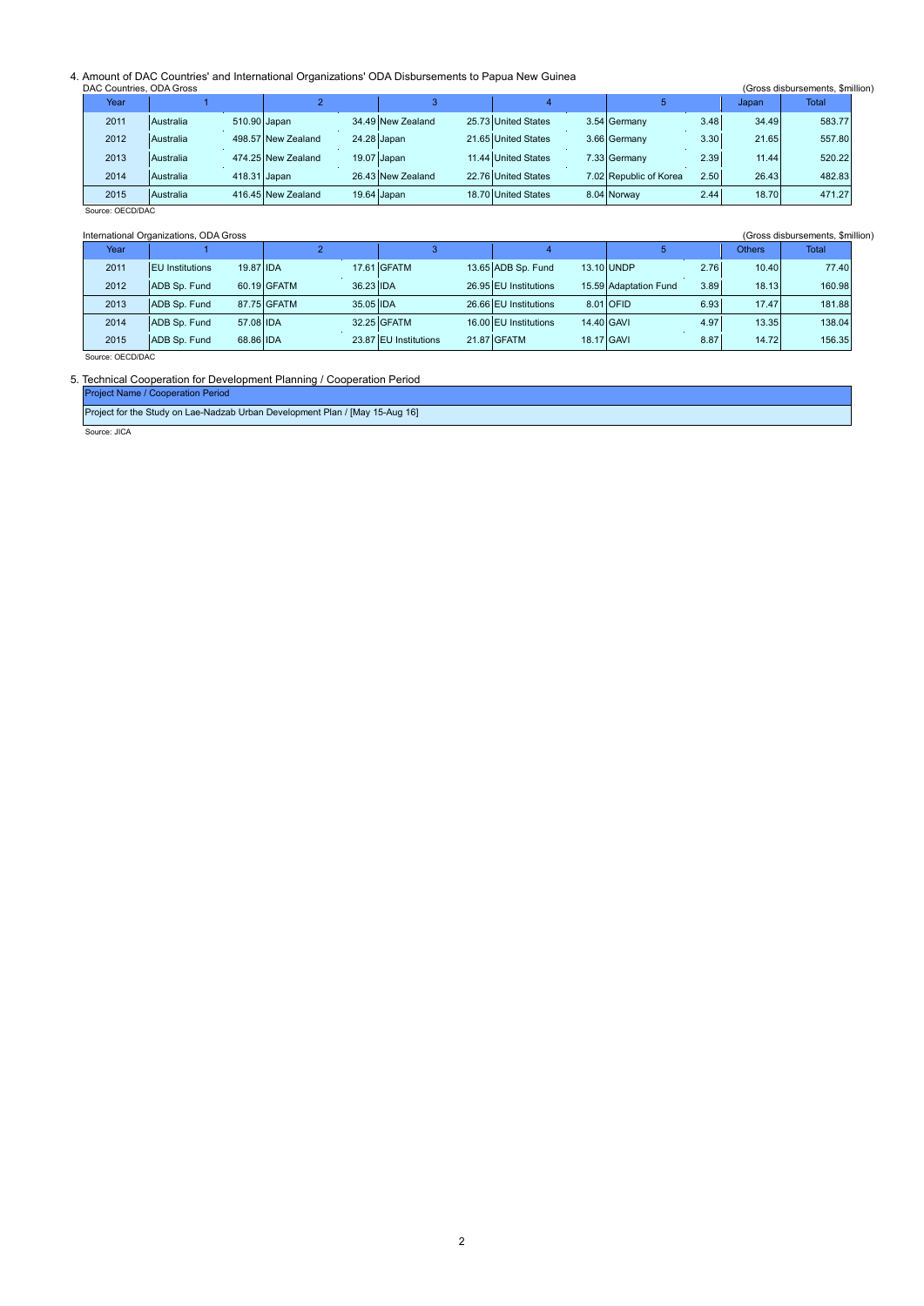## 4. Amount of DAC Countries' and International Organizations' ODA Disbursements to Papua New Guinea

DAC Countries, ODA Gross (Gross disbursements, $million)

| Year | 1 | | 2 | | 3 | | 4 | | 5 | | Japan | Total |
|---|---|---|---|---|---|---|---|---|---|---|---|---|
| 2011 | Australia | 510.90 | Japan | 34.49 | New Zealand | 25.73 | United States | 3.54 | Germany | 3.48 | 34.49 | 583.77 |
| 2012 | Australia | 498.57 | New Zealand | 24.28 | Japan | 21.65 | United States | 3.66 | Germany | 3.30 | 21.65 | 557.80 |
| 2013 | Australia | 474.25 | New Zealand | 19.07 | Japan | 11.44 | United States | 7.33 | Germany | 2.39 | 11.44 | 520.22 |
| 2014 | Australia | 418.31 | Japan | 26.43 | New Zealand | 22.76 | United States | 7.02 | Republic of Korea | 2.50 | 26.43 | 482.83 |
| 2015 | Australia | 416.45 | New Zealand | 19.64 | Japan | 18.70 | United States | 8.04 | Norway | 2.44 | 18.70 | 471.27 |

Source: OECD/DAC

International Organizations, ODA Gross (Gross disbursements, $million)

| Year | 1 | | 2 | | 3 | | 4 | | 5 | | Others | Total |
|---|---|---|---|---|---|---|---|---|---|---|---|---|
| 2011 | EU Institutions | 19.87 | IDA | 17.61 | GFATM | 13.65 | ADB Sp. Fund | 13.10 | UNDP | 2.76 | 10.40 | 77.40 |
| 2012 | ADB Sp. Fund | 60.19 | GFATM | 36.23 | IDA | 26.95 | EU Institutions | 15.59 | Adaptation Fund | 3.89 | 18.13 | 160.98 |
| 2013 | ADB Sp. Fund | 87.75 | GFATM | 35.05 | IDA | 26.66 | EU Institutions | 8.01 | OFID | 6.93 | 17.47 | 181.88 |
| 2014 | ADB Sp. Fund | 57.08 | IDA | 32.25 | GFATM | 16.00 | EU Institutions | 14.40 | GAVI | 4.97 | 13.35 | 138.04 |
| 2015 | ADB Sp. Fund | 68.86 | IDA | 23.87 | EU Institutions | 21.87 | GFATM | 18.17 | GAVI | 8.87 | 14.72 | 156.35 |

Source: OECD/DAC

## 5. Technical Cooperation for Development Planning / Cooperation Period

| Project Name / Cooperation Period |
|---|
| Project for the Study on Lae-Nadzab Urban Development Plan / [May 15-Aug 16] |

Source: JICA